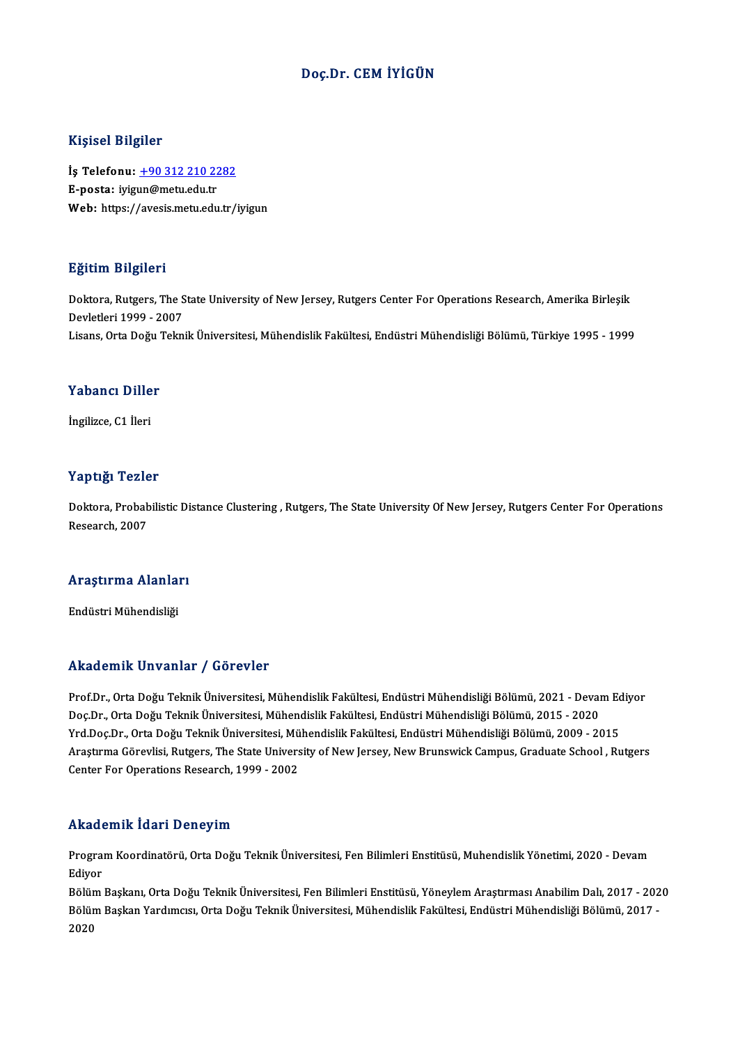# Doç.Dr. CEM İYİGÜN

## Kişisel Bilgiler

**İş Telefonu:** +90 312 210 2282
**E-posta:** iyigun@metu.edu.tr
**Web:** https://avesis.metu.edu.tr/iyigun

## Eğitim Bilgileri

Doktora, Rutgers, The State University of New Jersey, Rutgers Center For Operations Research, Amerika Birleşik Devletleri 1999 - 2007
Lisans, Orta Doğu Teknik Üniversitesi, Mühendislik Fakültesi, Endüstri Mühendisliği Bölümü, Türkiye 1995 - 1999

## Yabancı Diller

İngilizce, C1 İleri

## Yaptığı Tezler

Doktora, Probabilistic Distance Clustering , Rutgers, The State University Of New Jersey, Rutgers Center For Operations Research, 2007

## Araştırma Alanları

Endüstri Mühendisliği

## Akademik Unvanlar / Görevler

Prof.Dr., Orta Doğu Teknik Üniversitesi, Mühendislik Fakültesi, Endüstri Mühendisliği Bölümü, 2021 - Devam Ediyor
Doç.Dr., Orta Doğu Teknik Üniversitesi, Mühendislik Fakültesi, Endüstri Mühendisliği Bölümü, 2015 - 2020
Yrd.Doç.Dr., Orta Doğu Teknik Üniversitesi, Mühendislik Fakültesi, Endüstri Mühendisliği Bölümü, 2009 - 2015
Araştırma Görevlisi, Rutgers, The State University of New Jersey, New Brunswick Campus, Graduate School , Rutgers Center For Operations Research, 1999 - 2002

## Akademik İdari Deneyim

Program Koordinatörü, Orta Doğu Teknik Üniversitesi, Fen Bilimleri Enstitüsü, Muhendislik Yönetimi, 2020 - Devam Ediyor
Bölüm Başkanı, Orta Doğu Teknik Üniversitesi, Fen Bilimleri Enstitüsü, Yöneylem Araştırması Anabilim Dalı, 2017 - 2020
Bölüm Başkan Yardımcısı, Orta Doğu Teknik Üniversitesi, Mühendislik Fakültesi, Endüstri Mühendisliği Bölümü, 2017 - 2020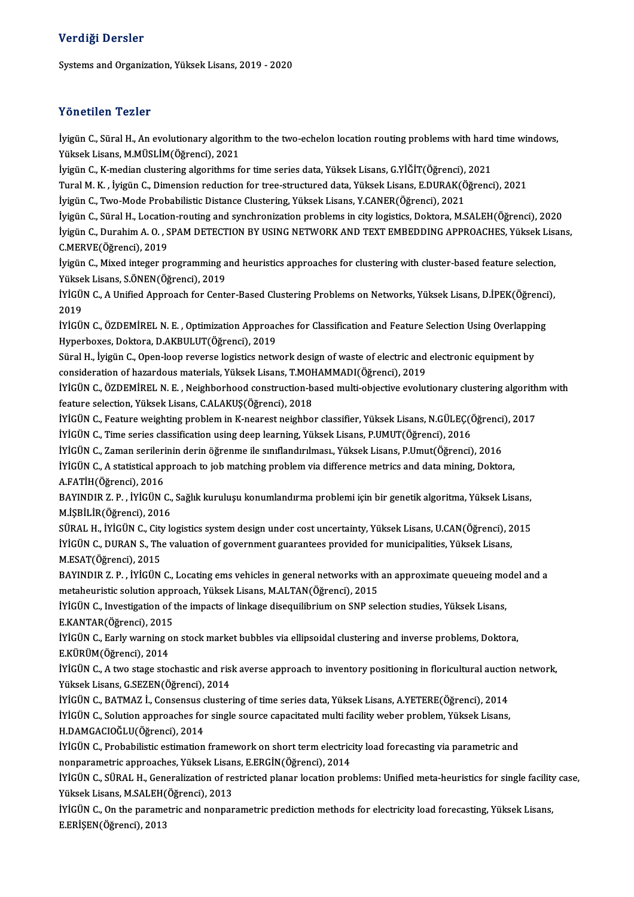## Verdiği Dersler

Systems and Organization, Yüksek Lisans, 2019 - 2020

## Yönetilen Tezler

İyigün C., Süral H., An evolutionary algorithm to the two-echelon location routing problems with hard time windows, Yüksek Lisans, M.MÜSLİM(Öğrenci), 2021

İyigün C., K-median clustering algorithms for time series data, Yüksek Lisans, G.YİĞİT(Öğrenci), 2021

Tural M. K. , İyigün C., Dimension reduction for tree-structured data, Yüksek Lisans, E.DURAK(Öğrenci), 2021

İyigün C., Two-Mode Probabilistic Distance Clustering, Yüksek Lisans, Y.CANER(Öğrenci), 2021

İyigün C., Süral H., Location-routing and synchronization problems in city logistics, Doktora, M.SALEH(Öğrenci), 2020

İyigün C., Durahim A. O. , SPAM DETECTION BY USING NETWORK AND TEXT EMBEDDING APPROACHES, Yüksek Lisans, C.MERVE(Öğrenci), 2019

İyigün C., Mixed integer programming and heuristics approaches for clustering with cluster-based feature selection, Yüksek Lisans, S.ÖNEN(Öğrenci), 2019

İYİGÜN C., A Unified Approach for Center-Based Clustering Problems on Networks, Yüksek Lisans, D.İPEK(Öğrenci), 2019

İYİGÜN C., ÖZDEMİREL N. E. , Optimization Approaches for Classification and Feature Selection Using Overlapping Hyperboxes, Doktora, D.AKBULUT(Öğrenci), 2019

Süral H., İyigün C., Open-loop reverse logistics network design of waste of electric and electronic equipment by consideration of hazardous materials, Yüksek Lisans, T.MOHAMMADI(Öğrenci), 2019

İYİGÜN C., ÖZDEMİREL N. E. , Neighborhood construction-based multi-objective evolutionary clustering algorithm with feature selection, Yüksek Lisans, C.ALAKUŞ(Öğrenci), 2018

İYİGÜN C., Feature weighting problem in K-nearest neighbor classifier, Yüksek Lisans, N.GÜLEÇ(Öğrenci), 2017

İYİGÜN C., Time series classification using deep learning, Yüksek Lisans, P.UMUT(Öğrenci), 2016

İYİGÜN C., Zaman serilerinin derin öğrenme ile sınıflandırılması., Yüksek Lisans, P.Umut(Öğrenci), 2016

İYİGÜN C., A statistical approach to job matching problem via difference metrics and data mining, Doktora, A.FATİH(Öğrenci), 2016

BAYINDIR Z. P. , İYİGÜN C., Sağlık kuruluşu konumlandırma problemi için bir genetik algoritma, Yüksek Lisans, M.İŞBİLİR(Öğrenci), 2016

SÜRAL H., İYİGÜN C., City logistics system design under cost uncertainty, Yüksek Lisans, U.CAN(Öğrenci), 2015

İYİGÜN C., DURAN S., The valuation of government guarantees provided for municipalities, Yüksek Lisans, M.ESAT(Öğrenci), 2015

BAYINDIR Z. P. , İYİGÜN C., Locating ems vehicles in general networks with an approximate queueing model and a metaheuristic solution approach, Yüksek Lisans, M.ALTAN(Öğrenci), 2015

İYİGÜN C., Investigation of the impacts of linkage disequilibrium on SNP selection studies, Yüksek Lisans, E.KANTAR(Öğrenci), 2015

İYİGÜN C., Early warning on stock market bubbles via ellipsoidal clustering and inverse problems, Doktora, E.KÜRÜM(Öğrenci), 2014

İYİGÜN C., A two stage stochastic and risk averse approach to inventory positioning in floricultural auction network, Yüksek Lisans, G.SEZEN(Öğrenci), 2014

İYİGÜN C., BATMAZ İ., Consensus clustering of time series data, Yüksek Lisans, A.YETERE(Öğrenci), 2014

İYİGÜN C., Solution approaches for single source capacitated multi facility weber problem, Yüksek Lisans, H.DAMGACIOĞLU(Öğrenci), 2014

İYİGÜN C., Probabilistic estimation framework on short term electricity load forecasting via parametric and nonparametric approaches, Yüksek Lisans, E.ERGİN(Öğrenci), 2014

İYİGÜN C., SÜRAL H., Generalization of restricted planar location problems: Unified meta-heuristics for single facility case, Yüksek Lisans, M.SALEH(Öğrenci), 2013

İYİGÜN C., On the parametric and nonparametric prediction methods for electricity load forecasting, Yüksek Lisans, E.ERİŞEN(Öğrenci), 2013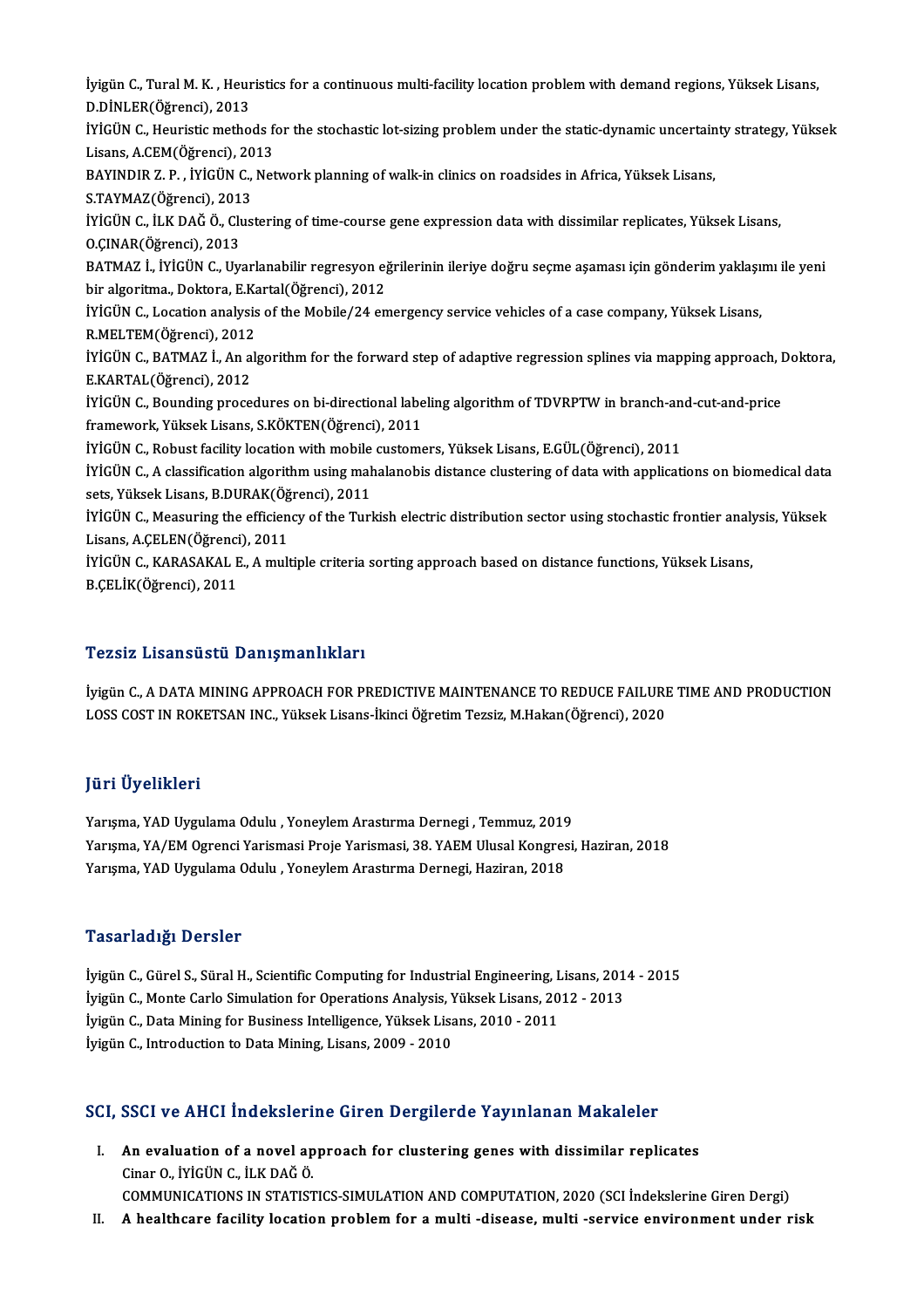İyigün C., Tural M. K. , Heuristics for a continuous multi-facility location problem with demand regions, Yüksek Lisans, D.DİNLER(Öğrenci), 2013

İYİGÜN C., Heuristic methods for the stochastic lot-sizing problem under the static-dynamic uncertainty strategy, Yüksek Lisans, A.CEM(Öğrenci), 2013

BAYINDIR Z. P. , İYİGÜN C., Network planning of walk-in clinics on roadsides in Africa, Yüksek Lisans, S.TAYMAZ(Öğrenci), 2013

İYİGÜN C., İLK DAĞ Ö., Clustering of time-course gene expression data with dissimilar replicates, Yüksek Lisans, O.ÇINAR(Öğrenci), 2013

BATMAZ İ., İYİGÜN C., Uyarlanabilir regresyon eğrilerinin ileriye doğru seçme aşaması için gönderim yaklaşımı ile yeni bir algoritma., Doktora, E.Kartal(Öğrenci), 2012

İYİGÜN C., Location analysis of the Mobile/24 emergency service vehicles of a case company, Yüksek Lisans, R.MELTEM(Öğrenci), 2012

İYİGÜN C., BATMAZ İ., An algorithm for the forward step of adaptive regression splines via mapping approach, Doktora, E.KARTAL(Öğrenci), 2012

İYİGÜN C., Bounding procedures on bi-directional labeling algorithm of TDVRPTW in branch-and-cut-and-price framework, Yüksek Lisans, S.KÖKTEN(Öğrenci), 2011

İYİGÜN C., Robust facility location with mobile customers, Yüksek Lisans, E.GÜL(Öğrenci), 2011

İYİGÜN C., A classification algorithm using mahalanobis distance clustering of data with applications on biomedical data sets, Yüksek Lisans, B.DURAK(Öğrenci), 2011

İYİGÜN C., Measuring the efficiency of the Turkish electric distribution sector using stochastic frontier analysis, Yüksek Lisans, A.ÇELEN(Öğrenci), 2011

İYİGÜN C., KARASAKAL E., A multiple criteria sorting approach based on distance functions, Yüksek Lisans, B.ÇELİK(Öğrenci), 2011

## Tezsiz Lisansüstü Danışmanlıkları

İyigün C., A DATA MINING APPROACH FOR PREDICTIVE MAINTENANCE TO REDUCE FAILURE TIME AND PRODUCTION LOSS COST IN ROKETSAN INC., Yüksek Lisans-İkinci Öğretim Tezsiz, M.Hakan(Öğrenci), 2020

## Jüri Üyelikleri

Yarışma, YAD Uygulama Odulu , Yoneylem Arastırma Dernegi , Temmuz, 2019

Yarışma, YA/EM Ogrenci Yarismasi Proje Yarismasi, 38. YAEM Ulusal Kongresi, Haziran, 2018

Yarışma, YAD Uygulama Odulu , Yoneylem Arastırma Dernegi, Haziran, 2018

## Tasarladığı Dersler

İyigün C., Gürel S., Süral H., Scientific Computing for Industrial Engineering, Lisans, 2014 - 2015

İyigün C., Monte Carlo Simulation for Operations Analysis, Yüksek Lisans, 2012 - 2013

İyigün C., Data Mining for Business Intelligence, Yüksek Lisans, 2010 - 2011

İyigün C., Introduction to Data Mining, Lisans, 2009 - 2010

## SCI, SSCI ve AHCI İndekslerine Giren Dergilerde Yayınlanan Makaleler

I. **An evaluation of a novel approach for clustering genes with dissimilar replicates**
   Cinar O., İYİGÜN C., İLK DAĞ Ö.
   COMMUNICATIONS IN STATISTICS-SIMULATION AND COMPUTATION, 2020 (SCI İndekslerine Giren Dergi)

II. **A healthcare facility location problem for a multi -disease, multi -service environment under risk**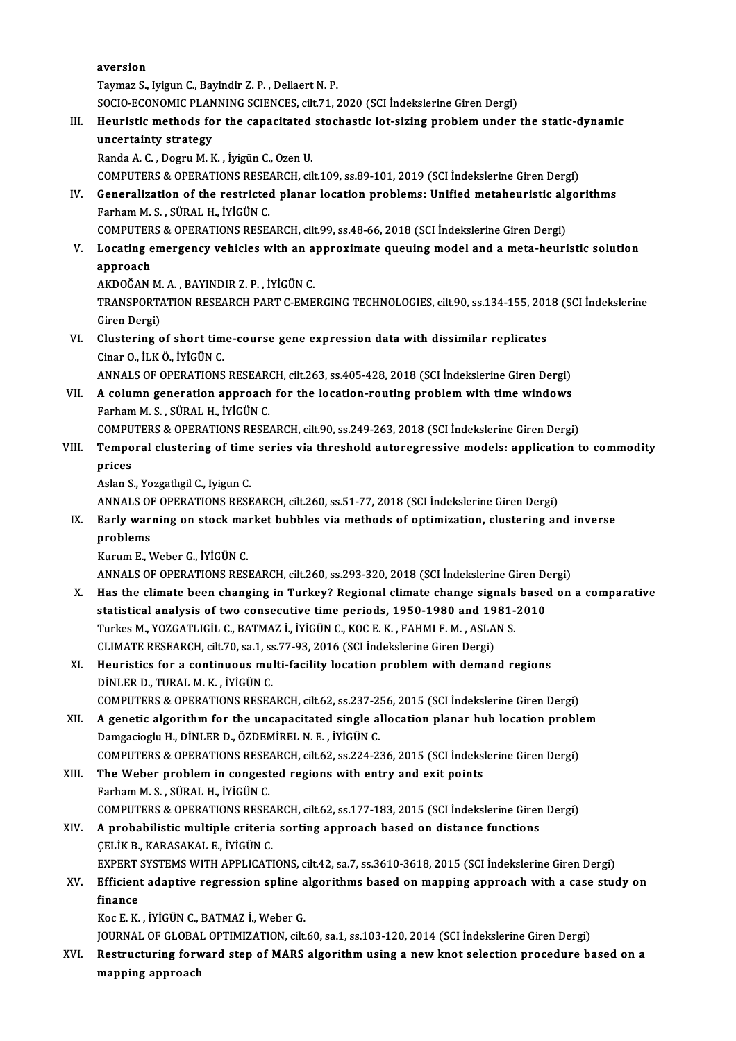aversion
Taymaz S., Iyigun C., Bayindir Z. P. , Dellaert N. P.
SOCIO-ECONOMIC PLANNING SCIENCES, cilt.71, 2020 (SCI İndekslerine Giren Dergi)

III. **Heuristic methods for the capacitated stochastic lot-sizing problem under the static-dynamic uncertainty strategy**
Randa A. C. , Dogru M. K. , İyigün C., Ozen U.
COMPUTERS & OPERATIONS RESEARCH, cilt.109, ss.89-101, 2019 (SCI İndekslerine Giren Dergi)

IV. **Generalization of the restricted planar location problems: Unified metaheuristic algorithms**
Farham M. S. , SÜRAL H., İYİGÜN C.
COMPUTERS & OPERATIONS RESEARCH, cilt.99, ss.48-66, 2018 (SCI İndekslerine Giren Dergi)

V. **Locating emergency vehicles with an approximate queuing model and a meta-heuristic solution approach**
AKDOĞAN M. A. , BAYINDIR Z. P. , İYİGÜN C.
TRANSPORTATION RESEARCH PART C-EMERGING TECHNOLOGIES, cilt.90, ss.134-155, 2018 (SCI İndekslerine Giren Dergi)

VI. **Clustering of short time-course gene expression data with dissimilar replicates**
Cinar O., İLK Ö., İYİGÜN C.
ANNALS OF OPERATIONS RESEARCH, cilt.263, ss.405-428, 2018 (SCI İndekslerine Giren Dergi)

VII. **A column generation approach for the location-routing problem with time windows**
Farham M. S. , SÜRAL H., İYİGÜN C.
COMPUTERS & OPERATIONS RESEARCH, cilt.90, ss.249-263, 2018 (SCI İndekslerine Giren Dergi)

VIII. **Temporal clustering of time series via threshold autoregressive models: application to commodity prices**
Aslan S., Yozgatlıgil C., Iyigun C.
ANNALS OF OPERATIONS RESEARCH, cilt.260, ss.51-77, 2018 (SCI İndekslerine Giren Dergi)

IX. **Early warning on stock market bubbles via methods of optimization, clustering and inverse problems**
Kurum E., Weber G., İYİGÜN C.
ANNALS OF OPERATIONS RESEARCH, cilt.260, ss.293-320, 2018 (SCI İndekslerine Giren Dergi)

X. **Has the climate been changing in Turkey? Regional climate change signals based on a comparative statistical analysis of two consecutive time periods, 1950-1980 and 1981-2010**
Turkes M., YOZGATLIGİL C., BATMAZ İ., İYİGÜN C., KOC E. K. , FAHMI F. M. , ASLAN S.
CLIMATE RESEARCH, cilt.70, sa.1, ss.77-93, 2016 (SCI İndekslerine Giren Dergi)

XI. **Heuristics for a continuous multi-facility location problem with demand regions**
DİNLER D., TURAL M. K. , İYİGÜN C.
COMPUTERS & OPERATIONS RESEARCH, cilt.62, ss.237-256, 2015 (SCI İndekslerine Giren Dergi)

XII. **A genetic algorithm for the uncapacitated single allocation planar hub location problem**
Damgacioglu H., DİNLER D., ÖZDEMİREL N. E. , İYİGÜN C.
COMPUTERS & OPERATIONS RESEARCH, cilt.62, ss.224-236, 2015 (SCI İndekslerine Giren Dergi)

XIII. **The Weber problem in congested regions with entry and exit points**
Farham M. S. , SÜRAL H., İYİGÜN C.
COMPUTERS & OPERATIONS RESEARCH, cilt.62, ss.177-183, 2015 (SCI İndekslerine Giren Dergi)

XIV. **A probabilistic multiple criteria sorting approach based on distance functions**
ÇELİK B., KARASAKAL E., İYİGÜN C.
EXPERT SYSTEMS WITH APPLICATIONS, cilt.42, sa.7, ss.3610-3618, 2015 (SCI İndekslerine Giren Dergi)

XV. **Efficient adaptive regression spline algorithms based on mapping approach with a case study on finance**
Koc E. K. , İYİGÜN C., BATMAZ İ., Weber G.
JOURNAL OF GLOBAL OPTIMIZATION, cilt.60, sa.1, ss.103-120, 2014 (SCI İndekslerine Giren Dergi)

XVI. **Restructuring forward step of MARS algorithm using a new knot selection procedure based on a mapping approach**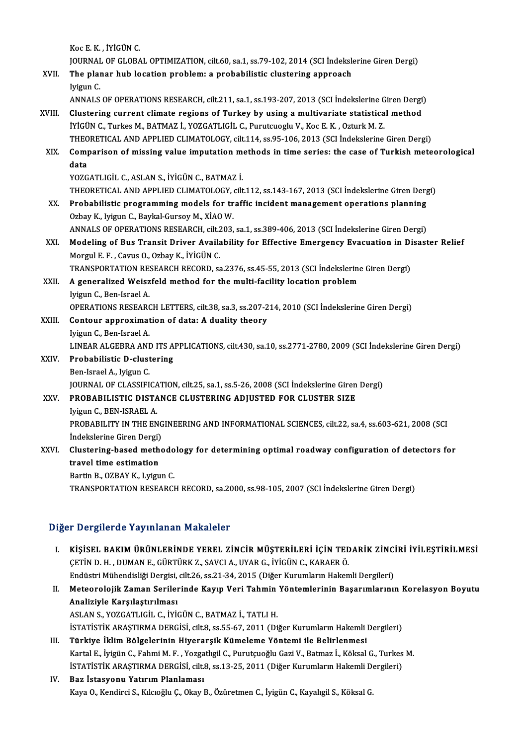Koc E. K. , İYİGÜN C.
JOURNAL OF GLOBAL OPTIMIZATION, cilt.60, sa.1, ss.79-102, 2014 (SCI İndekslerine Giren Dergi)

XVII. **The planar hub location problem: a probabilistic clustering approach**
Iyigun C.
ANNALS OF OPERATIONS RESEARCH, cilt.211, sa.1, ss.193-207, 2013 (SCI İndekslerine Giren Dergi)

XVIII. **Clustering current climate regions of Turkey by using a multivariate statistical method**
İYİGÜN C., Turkes M., BATMAZ İ., YOZGATLIGİL C., Purutcuoglu V., Koc E. K. , Ozturk M. Z.
THEORETICAL AND APPLIED CLIMATOLOGY, cilt.114, ss.95-106, 2013 (SCI İndekslerine Giren Dergi)

XIX. **Comparison of missing value imputation methods in time series: the case of Turkish meteorological data**
YOZGATLIGİL C., ASLAN S., İYİGÜN C., BATMAZ İ.
THEORETICAL AND APPLIED CLIMATOLOGY, cilt.112, ss.143-167, 2013 (SCI İndekslerine Giren Dergi)

XX. **Probabilistic programming models for traffic incident management operations planning**
Ozbay K., Iyigun C., Baykal-Gursoy M., XİAO W.
ANNALS OF OPERATIONS RESEARCH, cilt.203, sa.1, ss.389-406, 2013 (SCI İndekslerine Giren Dergi)

XXI. **Modeling of Bus Transit Driver Availability for Effective Emergency Evacuation in Disaster Relief**
Morgul E. F. , Cavus O., Ozbay K., İYİGÜN C.
TRANSPORTATION RESEARCH RECORD, sa.2376, ss.45-55, 2013 (SCI İndekslerine Giren Dergi)

XXII. **A generalized Weiszfeld method for the multi-facility location problem**
Iyigun C., Ben-Israel A.
OPERATIONS RESEARCH LETTERS, cilt.38, sa.3, ss.207-214, 2010 (SCI İndekslerine Giren Dergi)

XXIII. **Contour approximation of data: A duality theory**
Iyigun C., Ben-Israel A.
LINEAR ALGEBRA AND ITS APPLICATIONS, cilt.430, sa.10, ss.2771-2780, 2009 (SCI İndekslerine Giren Dergi)

XXIV. **Probabilistic D-clustering**
Ben-Israel A., Iyigun C.
JOURNAL OF CLASSIFICATION, cilt.25, sa.1, ss.5-26, 2008 (SCI İndekslerine Giren Dergi)

XXV. **PROBABILISTIC DISTANCE CLUSTERING ADJUSTED FOR CLUSTER SIZE**
Iyigun C., BEN-ISRAEL A.
PROBABILITY IN THE ENGINEERING AND INFORMATIONAL SCIENCES, cilt.22, sa.4, ss.603-621, 2008 (SCI İndekslerine Giren Dergi)

XXVI. **Clustering-based methodology for determining optimal roadway configuration of detectors for travel time estimation**
Bartin B., OZBAY K., Lyigun C.
TRANSPORTATION RESEARCH RECORD, sa.2000, ss.98-105, 2007 (SCI İndekslerine Giren Dergi)

## Diğer Dergilerde Yayınlanan Makaleler

I. **KİŞİSEL BAKIM ÜRÜNLERİNDE YEREL ZİNCİR MÜŞTERİLERİ İÇİN TEDARİK ZİNCİRİ İYİLEŞTİRİLMESİ**
ÇETİN D. H. , DUMAN E., GÜRTÜRK Z., SAVCI A., UYAR G., İYİGÜN C., KARAER Ö.
Endüstri Mühendisliği Dergisi, cilt.26, ss.21-34, 2015 (Diğer Kurumların Hakemli Dergileri)

II. **Meteorolojik Zaman Serilerinde Kayıp Veri Tahmin Yöntemlerinin Başarımlarının Korelasyon Boyutu Analiziyle Karşılaştırılması**
ASLAN S., YOZGATLIGİL C., İYİGÜN C., BATMAZ İ., TATLI H.
İSTATİSTİK ARAŞTIRMA DERGİSİ, cilt.8, ss.55-67, 2011 (Diğer Kurumların Hakemli Dergileri)

III. **Türkiye İklim Bölgelerinin Hiyerarşik Kümeleme Yöntemi ile Belirlenmesi**
Kartal E., İyigün C., Fahmi M. F. , Yozgatlıgil C., Purutçuoğlu Gazi V., Batmaz İ., Köksal G., Turkes M.
İSTATİSTİK ARAŞTIRMA DERGİSİ, cilt.8, ss.13-25, 2011 (Diğer Kurumların Hakemli Dergileri)

IV. **Baz İstasyonu Yatırım Planlaması**
Kaya O., Kendirci S., Kılcıoğlu Ç., Okay B., Özüretmen C., İyigün C., Kayalıgil S., Köksal G.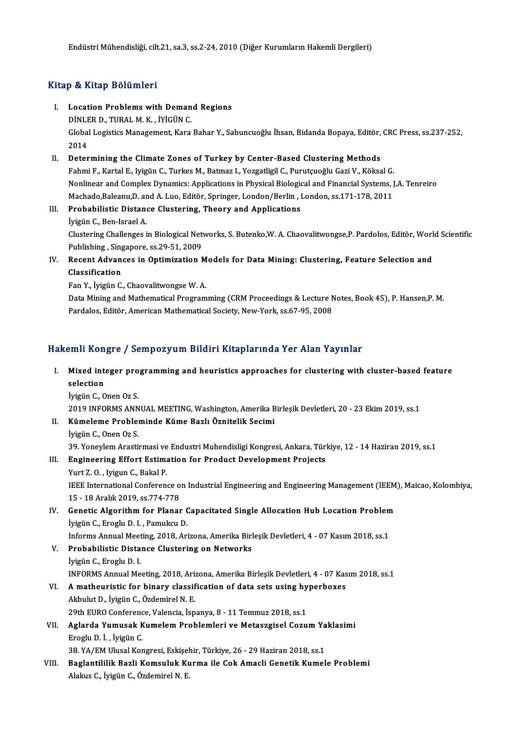Endüstri Mühendisliği, cilt.21, sa.3, ss.2-24, 2010 (Diğer Kurumların Hakemli Dergileri)

## Kitap & Kitap Bölümleri

I. **Location Problems with Demand Regions**
   DİNLER D., TURAL M. K. , İYİGÜN C.
   Global Logistics Management, Kara Bahar Y., Sabuncuoğlu İhsan, Bidanda Bopaya, Editör, CRC Press, ss.237-252, 2014
II. **Determining the Climate Zones of Turkey by Center-Based Clustering Methods**
   Fahmi F., Kartal E., Iyigün C., Turkes M., Batmaz I., Yozgatligil C., Purutçuoğlu Gazi V., Köksal G.
   Nonlinear and Complex Dynamics: Applications in Physical Biological and Financial Systems, J.A. Tenreiro Machado,Baleanu,D. and A. Luo, Editör, Springer, London/Berlin , London, ss.171-178, 2011
III. **Probabilistic Distance Clustering, Theory and Applications**
   İyigün C., Ben-Israel A.
   Clustering Challenges in Biological Networks, S. Butenko,W. A. Chaovalitwongse,P. Pardolos, Editör, World Scientific Publishing , Singapore, ss.29-51, 2009
IV. **Recent Advances in Optimization Models for Data Mining: Clustering, Feature Selection and Classification**
   Fan Y., İyigün C., Chaovalitwongse W. A.
   Data Mining and Mathematical Programming (CRM Proceedings & Lecture Notes, Book 45), P. Hansen,P. M. Pardalos, Editör, American Mathematical Society, New-York, ss.67-95, 2008

## Hakemli Kongre / Sempozyum Bildiri Kitaplarında Yer Alan Yayınlar

I. **Mixed integer programming and heuristics approaches for clustering with cluster-based feature selection**
   İyigün C., Onen Oz S.
   2019 INFORMS ANNUAL MEETING, Washington, Amerika Birleşik Devletleri, 20 - 23 Ekim 2019, ss.1
II. **Kümeleme Probleminde Küme Bazlı Öznitelik Secimi**
   İyigün C., Onen Oz S.
   39. Yoneylem Arastirmasi ve Endustri Muhendisligi Kongresi, Ankara, Türkiye, 12 - 14 Haziran 2019, ss.1
III. **Engineering Effort Estimation for Product Development Projects**
   Yurt Z. O. , Iyigun C., Bakal P.
   IEEE International Conference on Industrial Engineering and Engineering Management (IEEM), Maicao, Kolombiya, 15 - 18 Aralık 2019, ss.774-778
IV. **Genetic Algorithm for Planar Capacitated Single Allocation Hub Location Problem**
   İyigün C., Eroglu D. I. , Pamukcu D.
   Informs Annual Meeting, 2018, Arizona, Amerika Birleşik Devletleri, 4 - 07 Kasım 2018, ss.1
V. **Probabilistic Distance Clustering on Networks**
   İyigün C., Eroglu D. I.
   INFORMS Annual Meeting, 2018, Arizona, Amerika Birleşik Devletleri, 4 - 07 Kasım 2018, ss.1
VI. **A matheuristic for binary classification of data sets using hyperboxes**
   Akbulut D., İyigün C., Özdemirel N. E.
   29th EURO Conference, Valencia, İspanya, 8 - 11 Temmuz 2018, ss.1
VII. **Aglarda Yumusak Kumelem Problemleri ve Metaszgisel Cozum Yaklasimi**
   Eroglu D. İ. , İyigün C.
   38. YA/EM Ulusal Kongresi, Eskişehir, Türkiye, 26 - 29 Haziran 2018, ss.1
VIII. **Baglantililik Bazli Komsuluk Kurma ile Cok Amacli Genetik Kumele Problemi**
   Alakus C., İyigün C., Özdemirel N. E.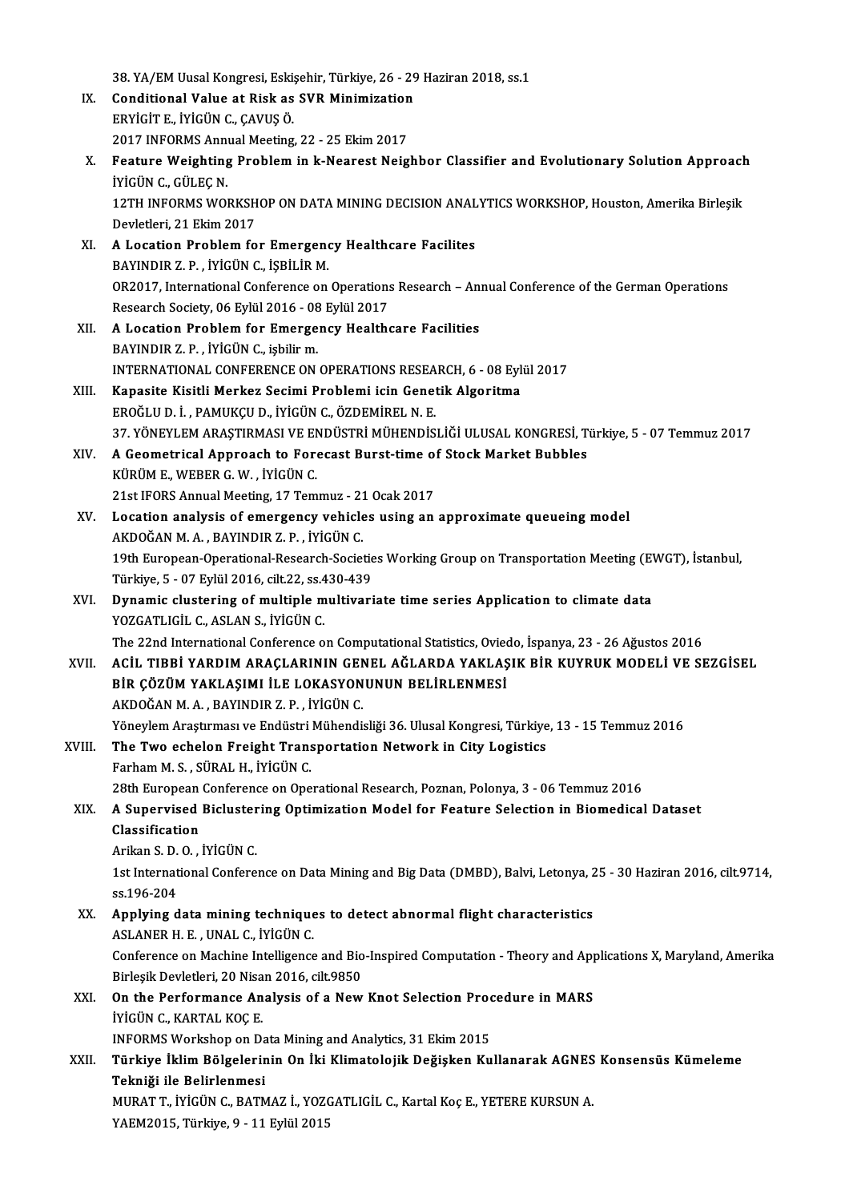38. YA/EM Uusal Kongresi, Eskişehir, Türkiye, 26 - 29 Haziran 2018, ss.1

IX. **Conditional Value at Risk as SVR Minimization**
ERYİGİT E., İYİGÜN C., ÇAVUŞ Ö.
2017 INFORMS Annual Meeting, 22 - 25 Ekim 2017

X. **Feature Weighting Problem in k-Nearest Neighbor Classifier and Evolutionary Solution Approach**
İYİGÜN C., GÜLEÇ N.
12TH INFORMS WORKSHOP ON DATA MINING DECISION ANALYTICS WORKSHOP, Houston, Amerika Birleşik Devletleri, 21 Ekim 2017

XI. **A Location Problem for Emergency Healthcare Facilites**
BAYINDIR Z. P. , İYİGÜN C., İŞBİLİR M.
OR2017, International Conference on Operations Research – Annual Conference of the German Operations Research Society, 06 Eylül 2016 - 08 Eylül 2017

XII. **A Location Problem for Emergency Healthcare Facilities**
BAYINDIR Z. P. , İYİGÜN C., işbilir m.
INTERNATIONAL CONFERENCE ON OPERATIONS RESEARCH, 6 - 08 Eylül 2017

XIII. **Kapasite Kisitli Merkez Secimi Problemi icin Genetik Algoritma**
EROĞLU D. İ. , PAMUKÇU D., İYİGÜN C., ÖZDEMİREL N. E.
37. YÖNEYLEM ARAŞTIRMASI VE ENDÜSTRİ MÜHENDİSLİĞİ ULUSAL KONGRESİ, Türkiye, 5 - 07 Temmuz 2017

XIV. **A Geometrical Approach to Forecast Burst-time of Stock Market Bubbles**
KÜRÜM E., WEBER G. W. , İYİGÜN C.
21st IFORS Annual Meeting, 17 Temmuz - 21 Ocak 2017

XV. **Location analysis of emergency vehicles using an approximate queueing model**
AKDOĞAN M. A. , BAYINDIR Z. P. , İYİGÜN C.
19th European-Operational-Research-Societies Working Group on Transportation Meeting (EWGT), İstanbul, Türkiye, 5 - 07 Eylül 2016, cilt.22, ss.430-439

XVI. **Dynamic clustering of multiple multivariate time series Application to climate data**
YOZGATLIGİL C., ASLAN S., İYİGÜN C.
The 22nd International Conference on Computational Statistics, Oviedo, İspanya, 23 - 26 Ağustos 2016

XVII. **ACİL TIBBİ YARDIM ARAÇLARININ GENEL AĞLARDA YAKLAŞIK BİR KUYRUK MODELİ VE SEZGİSEL BİR ÇÖZÜM YAKLAŞIMI İLE LOKASYONUNUN BELİRLENMESİ**
AKDOĞAN M. A. , BAYINDIR Z. P. , İYİGÜN C.
Yöneylem Araştırması ve Endüstri Mühendisliği 36. Ulusal Kongresi, Türkiye, 13 - 15 Temmuz 2016

XVIII. **The Two echelon Freight Transportation Network in City Logistics**
Farham M. S. , SÜRAL H., İYİGÜN C.
28th European Conference on Operational Research, Poznan, Polonya, 3 - 06 Temmuz 2016

XIX. **A Supervised Biclustering Optimization Model for Feature Selection in Biomedical Dataset Classification**
Arikan S. D. O. , İYİGÜN C.
1st International Conference on Data Mining and Big Data (DMBD), Balvi, Letonya, 25 - 30 Haziran 2016, cilt.9714, ss.196-204

XX. **Applying data mining techniques to detect abnormal flight characteristics**
ASLANER H. E. , UNAL C., İYİGÜN C.
Conference on Machine Intelligence and Bio-Inspired Computation - Theory and Applications X, Maryland, Amerika Birleşik Devletleri, 20 Nisan 2016, cilt.9850

XXI. **On the Performance Analysis of a New Knot Selection Procedure in MARS**
İYİGÜN C., KARTAL KOÇ E.
INFORMS Workshop on Data Mining and Analytics, 31 Ekim 2015

XXII. **Türkiye İklim Bölgelerinin On İki Klimatolojik Değişken Kullanarak AGNES Konsensüs Kümeleme Tekniği ile Belirlenmesi**
MURAT T., İYİGÜN C., BATMAZ İ., YOZGATLIGİL C., Kartal Koç E., YETERE KURSUN A.
YAEM2015, Türkiye, 9 - 11 Eylül 2015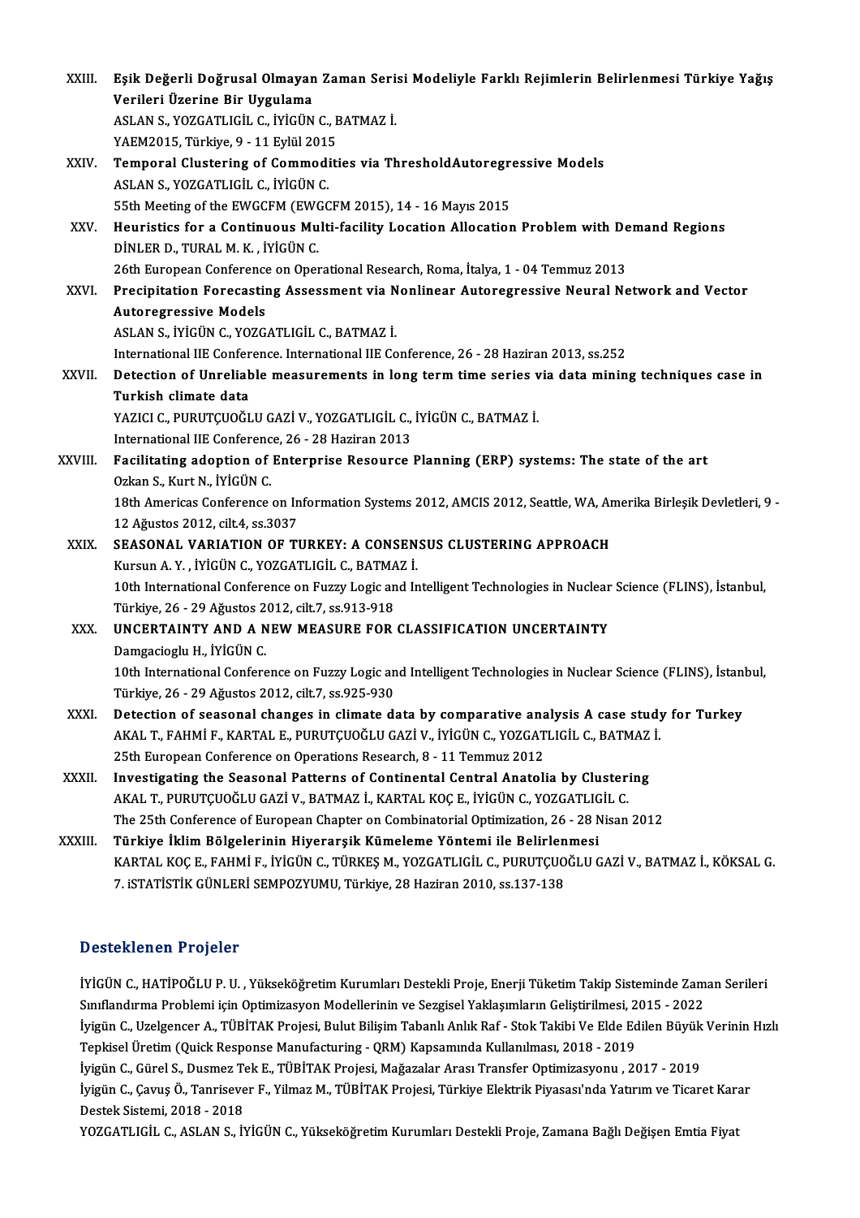XXIII. **Eşik Değerli Doğrusal Olmayan Zaman Serisi Modeliyle Farklı Rejimlerin Belirlenmesi Türkiye Yağış Verileri Üzerine Bir Uygulama**
ASLAN S., YOZGATLIGİL C., İYİGÜN C., BATMAZ İ.
YAEM2015, Türkiye, 9 - 11 Eylül 2015

XXIV. **Temporal Clustering of Commodities via ThresholdAutoregressive Models**
ASLAN S., YOZGATLIGİL C., İYİGÜN C.
55th Meeting of the EWGCFM (EWGCFM 2015), 14 - 16 Mayıs 2015

XXV. **Heuristics for a Continuous Multi-facility Location Allocation Problem with Demand Regions**
DİNLER D., TURAL M. K. , İYİGÜN C.
26th European Conference on Operational Research, Roma, İtalya, 1 - 04 Temmuz 2013

XXVI. **Precipitation Forecasting Assessment via Nonlinear Autoregressive Neural Network and Vector Autoregressive Models**
ASLAN S., İYİGÜN C., YOZGATLIGİL C., BATMAZ İ.
International IIE Conference. International IIE Conference, 26 - 28 Haziran 2013, ss.252

XXVII. **Detection of Unreliable measurements in long term time series via data mining techniques case in Turkish climate data**
YAZICI C., PURUTÇUOĞLU GAZİ V., YOZGATLIGİL C., İYİGÜN C., BATMAZ İ.
International IIE Conference, 26 - 28 Haziran 2013

XXVIII. **Facilitating adoption of Enterprise Resource Planning (ERP) systems: The state of the art**
Ozkan S., Kurt N., İYİGÜN C.
18th Americas Conference on Information Systems 2012, AMCIS 2012, Seattle, WA, Amerika Birleşik Devletleri, 9 - 12 Ağustos 2012, cilt.4, ss.3037

XXIX. **SEASONAL VARIATION OF TURKEY: A CONSENSUS CLUSTERING APPROACH**
Kursun A. Y. , İYİGÜN C., YOZGATLIGİL C., BATMAZ İ.
10th International Conference on Fuzzy Logic and Intelligent Technologies in Nuclear Science (FLINS), İstanbul, Türkiye, 26 - 29 Ağustos 2012, cilt.7, ss.913-918

XXX. **UNCERTAINTY AND A NEW MEASURE FOR CLASSIFICATION UNCERTAINTY**
Damgacioglu H., İYİGÜN C.
10th International Conference on Fuzzy Logic and Intelligent Technologies in Nuclear Science (FLINS), İstanbul, Türkiye, 26 - 29 Ağustos 2012, cilt.7, ss.925-930

XXXI. **Detection of seasonal changes in climate data by comparative analysis A case study for Turkey**
AKAL T., FAHMİ F., KARTAL E., PURUTÇUOĞLU GAZİ V., İYİGÜN C., YOZGATLIGİL C., BATMAZ İ.
25th European Conference on Operations Research, 8 - 11 Temmuz 2012

XXXII. **Investigating the Seasonal Patterns of Continental Central Anatolia by Clustering**
AKAL T., PURUTÇUOĞLU GAZİ V., BATMAZ İ., KARTAL KOÇ E., İYİGÜN C., YOZGATLIGİL C.
The 25th Conference of European Chapter on Combinatorial Optimization, 26 - 28 Nisan 2012

XXXIII. **Türkiye İklim Bölgelerinin Hiyerarşik Kümeleme Yöntemi ile Belirlenmesi**
KARTAL KOÇ E., FAHMİ F., İYİGÜN C., TÜRKEŞ M., YOZGATLIGİL C., PURUTÇUOĞLU GAZİ V., BATMAZ İ., KÖKSAL G.
7. iSTATİSTİK GÜNLERİ SEMPOZYUMU, Türkiye, 28 Haziran 2010, ss.137-138

## Desteklenen Projeler

İYİGÜN C., HATİPOĞLU P. U. , Yükseköğretim Kurumları Destekli Proje, Enerji Tüketim Takip Sisteminde Zaman Serileri Sınıflandırma Problemi için Optimizasyon Modellerinin ve Sezgisel Yaklaşımların Geliştirilmesi, 2015 - 2022

İyigün C., Uzelgencer A., TÜBİTAK Projesi, Bulut Bilişim Tabanlı Anlık Raf - Stok Takibi Ve Elde Edilen Büyük Verinin Hızlı Tepkisel Üretim (Quick Response Manufacturing - QRM) Kapsamında Kullanılması, 2018 - 2019

İyigün C., Gürel S., Dusmez Tek E., TÜBİTAK Projesi, Mağazalar Arası Transfer Optimizasyonu , 2017 - 2019

İyigün C., Çavuş Ö., Tanrisever F., Yilmaz M., TÜBİTAK Projesi, Türkiye Elektrik Piyasası'nda Yatırım ve Ticaret Karar Destek Sistemi, 2018 - 2018

YOZGATLIGİL C., ASLAN S., İYİGÜN C., Yükseköğretim Kurumları Destekli Proje, Zamana Bağlı Değişen Emtia Fiyat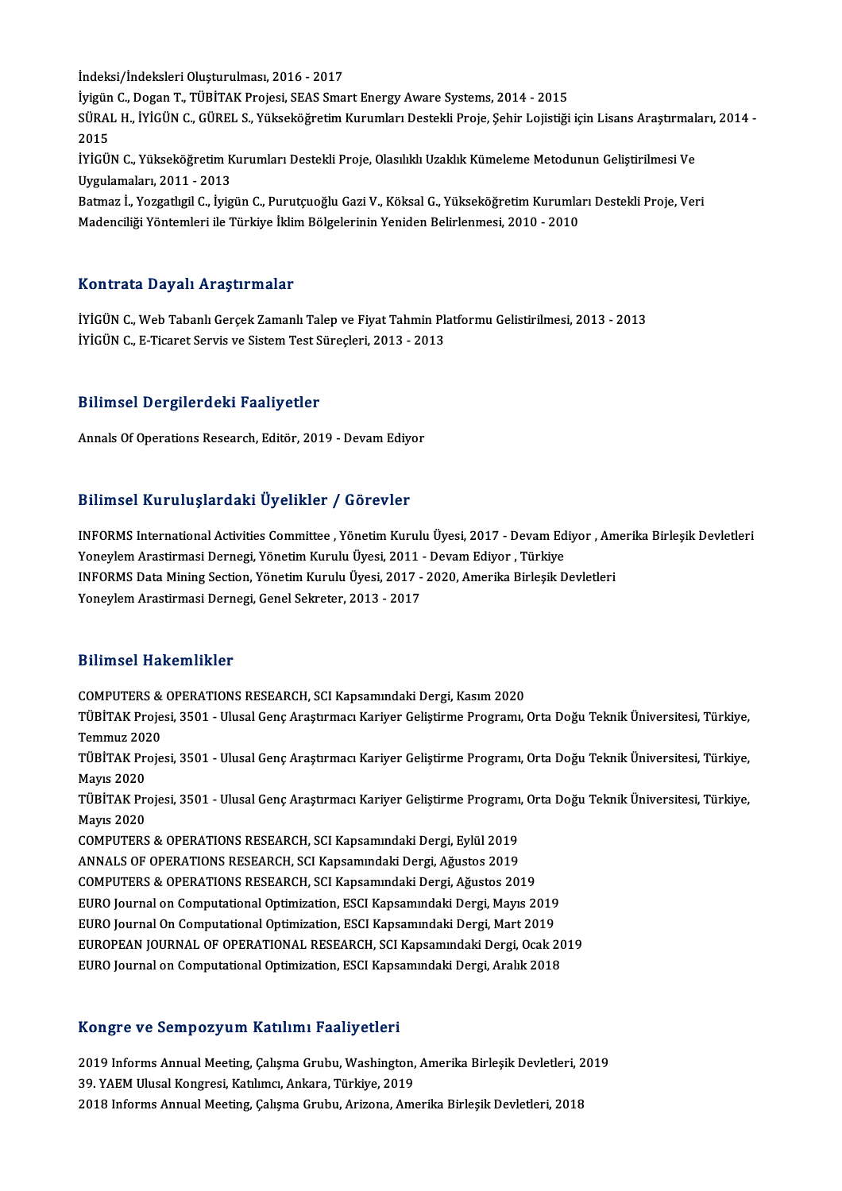İndeksi/İndeksleri Oluşturulması, 2016 - 2017

İyigün C., Dogan T., TÜBİTAK Projesi, SEAS Smart Energy Aware Systems, 2014 - 2015

SÜRAL H., İYİGÜN C., GÜREL S., Yükseköğretim Kurumları Destekli Proje, Şehir Lojistiği için Lisans Araştırmaları, 2014 - 2015

İYİGÜN C., Yükseköğretim Kurumları Destekli Proje, Olasılıklı Uzaklık Kümeleme Metodunun Geliştirilmesi Ve Uygulamaları, 2011 - 2013

Batmaz İ., Yozgatlıgil C., İyigün C., Purutçuoğlu Gazi V., Köksal G., Yükseköğretim Kurumları Destekli Proje, Veri Madenciliği Yöntemleri ile Türkiye İklim Bölgelerinin Yeniden Belirlenmesi, 2010 - 2010

## Kontrata Dayalı Araştırmalar

İYİGÜN C., Web Tabanlı Gerçek Zamanlı Talep ve Fiyat Tahmin Platformu Gelistirilmesi, 2013 - 2013

İYİGÜN C., E-Ticaret Servis ve Sistem Test Süreçleri, 2013 - 2013

## Bilimsel Dergilerdeki Faaliyetler

Annals Of Operations Research, Editör, 2019 - Devam Ediyor

## Bilimsel Kuruluşlardaki Üyelikler / Görevler

INFORMS International Activities Committee , Yönetim Kurulu Üyesi, 2017 - Devam Ediyor , Amerika Birleşik Devletleri

Yoneylem Arastirmasi Dernegi, Yönetim Kurulu Üyesi, 2011 - Devam Ediyor , Türkiye

INFORMS Data Mining Section, Yönetim Kurulu Üyesi, 2017 - 2020, Amerika Birleşik Devletleri

Yoneylem Arastirmasi Dernegi, Genel Sekreter, 2013 - 2017

## Bilimsel Hakemlikler

COMPUTERS & OPERATIONS RESEARCH, SCI Kapsamındaki Dergi, Kasım 2020

TÜBİTAK Projesi, 3501 - Ulusal Genç Araştırmacı Kariyer Geliştirme Programı, Orta Doğu Teknik Üniversitesi, Türkiye, Temmuz 2020

TÜBİTAK Projesi, 3501 - Ulusal Genç Araştırmacı Kariyer Geliştirme Programı, Orta Doğu Teknik Üniversitesi, Türkiye, Mayıs 2020

TÜBİTAK Projesi, 3501 - Ulusal Genç Araştırmacı Kariyer Geliştirme Programı, Orta Doğu Teknik Üniversitesi, Türkiye, Mayıs 2020

COMPUTERS & OPERATIONS RESEARCH, SCI Kapsamındaki Dergi, Eylül 2019

ANNALS OF OPERATIONS RESEARCH, SCI Kapsamındaki Dergi, Ağustos 2019

COMPUTERS & OPERATIONS RESEARCH, SCI Kapsamındaki Dergi, Ağustos 2019

EURO Journal on Computational Optimization, ESCI Kapsamındaki Dergi, Mayıs 2019

EURO Journal On Computational Optimization, ESCI Kapsamındaki Dergi, Mart 2019

EUROPEAN JOURNAL OF OPERATIONAL RESEARCH, SCI Kapsamındaki Dergi, Ocak 2019

EURO Journal on Computational Optimization, ESCI Kapsamındaki Dergi, Aralık 2018

## Kongre ve Sempozyum Katılımı Faaliyetleri

2019 Informs Annual Meeting, Çalışma Grubu, Washington, Amerika Birleşik Devletleri, 2019

39. YAEM Ulusal Kongresi, Katılımcı, Ankara, Türkiye, 2019

2018 Informs Annual Meeting, Çalışma Grubu, Arizona, Amerika Birleşik Devletleri, 2018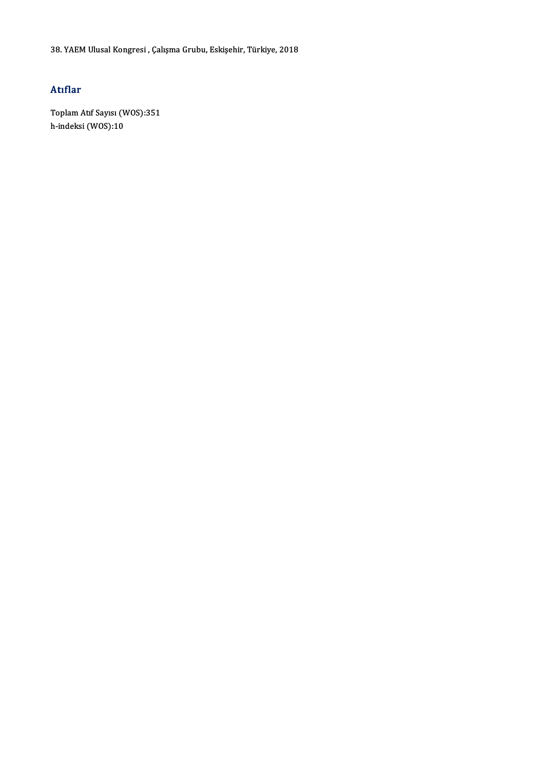38. YAEM Ulusal Kongresi , Çalışma Grubu, Eskişehir, Türkiye, 2018

## Atıflar

Toplam Atıf Sayısı (WOS):351
h-indeksi (WOS):10